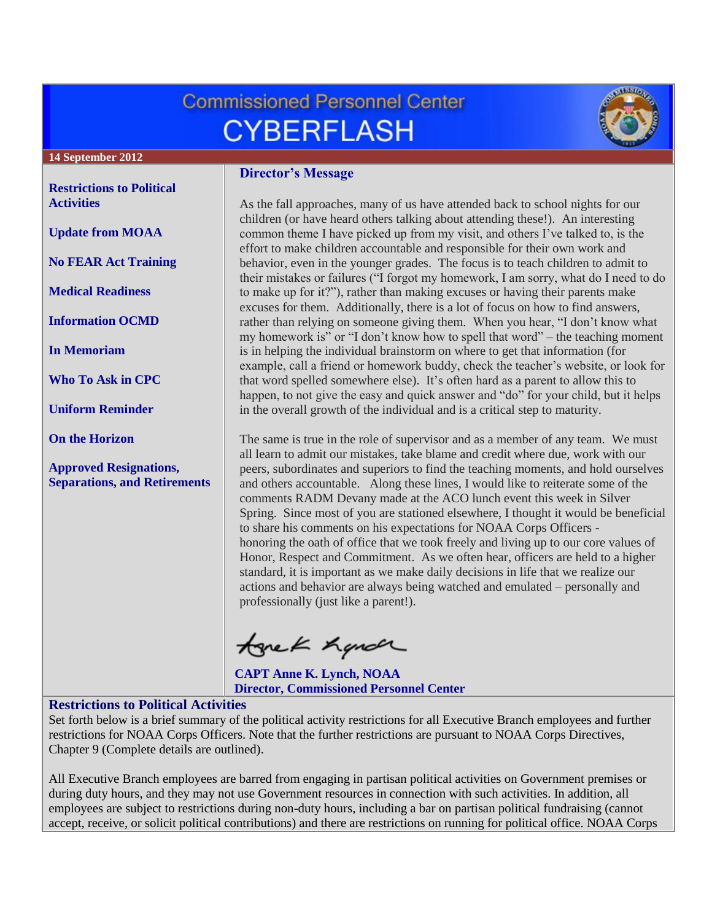# Commissioned Personnel Center CYBERFLASH

**14 September 2012**

**Restrictions to Political Activities**

**Update from MOAA**

**No FEAR Act Training**

**Medical Readiness**

**Information OCMD**

**In Memoriam**

**Who To Ask in CPC**

**Uniform Reminder**

**On the Horizon**

**Approved Resignations, Separations, and Retirements**

## Director's Message

As the fall approaches, many of us have attended back to school nights for our children (or have heard others talking about attending these!). An interesting common theme I have picked up from my visit, and others I've talked to, is the effort to make children accountable and responsible for their own work and behavior, even in the younger grades. The focus is to teach children to admit to their mistakes or failures ("I forgot my homework, I am sorry, what do I need to do to make up for it?"), rather than making excuses or having their parents make excuses for them. Additionally, there is a lot of focus on how to find answers, rather than relying on someone giving them. When you hear, "I don't know what my homework is" or "I don't know how to spell that word" – the teaching moment is in helping the individual brainstorm on where to get that information (for example, call a friend or homework buddy, check the teacher's website, or look for that word spelled somewhere else). It's often hard as a parent to allow this to happen, to not give the easy and quick answer and "do" for your child, but it helps in the overall growth of the individual and is a critical step to maturity.

The same is true in the role of supervisor and as a member of any team. We must all learn to admit our mistakes, take blame and credit where due, work with our peers, subordinates and superiors to find the teaching moments, and hold ourselves and others accountable. Along these lines, I would like to reiterate some of the comments RADM Devany made at the ACO lunch event this week in Silver Spring. Since most of you are stationed elsewhere, I thought it would be beneficial to share his comments on his expectations for NOAA Corps Officers - honoring the oath of office that we took freely and living up to our core values of Honor, Respect and Commitment. As we often hear, officers are held to a higher standard, it is important as we make daily decisions in life that we realize our actions and behavior are always being watched and emulated – personally and professionally (just like a parent!).

**CAPT Anne K. Lynch, NOAA**
**Director, Commissioned Personnel Center**

## Restrictions to Political Activities

Set forth below is a brief summary of the political activity restrictions for all Executive Branch employees and further restrictions for NOAA Corps Officers. Note that the further restrictions are pursuant to NOAA Corps Directives, Chapter 9 (Complete details are outlined).

All Executive Branch employees are barred from engaging in partisan political activities on Government premises or during duty hours, and they may not use Government resources in connection with such activities. In addition, all employees are subject to restrictions during non-duty hours, including a bar on partisan political fundraising (cannot accept, receive, or solicit political contributions) and there are restrictions on running for political office. NOAA Corps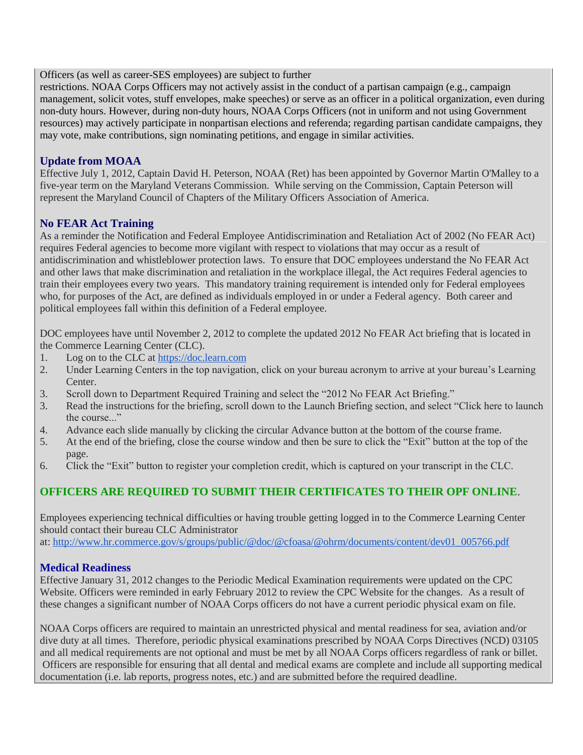Officers (as well as career-SES employees) are subject to further restrictions. NOAA Corps Officers may not actively assist in the conduct of a partisan campaign (e.g., campaign management, solicit votes, stuff envelopes, make speeches) or serve as an officer in a political organization, even during non-duty hours. However, during non-duty hours, NOAA Corps Officers (not in uniform and not using Government resources) may actively participate in nonpartisan elections and referenda; regarding partisan candidate campaigns, they may vote, make contributions, sign nominating petitions, and engage in similar activities.

### Update from MOAA

Effective July 1, 2012, Captain David H. Peterson, NOAA (Ret) has been appointed by Governor Martin O'Malley to a five-year term on the Maryland Veterans Commission. While serving on the Commission, Captain Peterson will represent the Maryland Council of Chapters of the Military Officers Association of America.

### No FEAR Act Training

As a reminder the Notification and Federal Employee Antidiscrimination and Retaliation Act of 2002 (No FEAR Act) requires Federal agencies to become more vigilant with respect to violations that may occur as a result of antidiscrimination and whistleblower protection laws. To ensure that DOC employees understand the No FEAR Act and other laws that make discrimination and retaliation in the workplace illegal, the Act requires Federal agencies to train their employees every two years. This mandatory training requirement is intended only for Federal employees who, for purposes of the Act, are defined as individuals employed in or under a Federal agency. Both career and political employees fall within this definition of a Federal employee.

DOC employees have until November 2, 2012 to complete the updated 2012 No FEAR Act briefing that is located in the Commerce Learning Center (CLC).

1. Log on to the CLC at https://doc.learn.com
2. Under Learning Centers in the top navigation, click on your bureau acronym to arrive at your bureau's Learning Center.
3. Scroll down to Department Required Training and select the "2012 No FEAR Act Briefing."
3. Read the instructions for the briefing, scroll down to the Launch Briefing section, and select "Click here to launch the course..."
4. Advance each slide manually by clicking the circular Advance button at the bottom of the course frame.
5. At the end of the briefing, close the course window and then be sure to click the "Exit" button at the top of the page.
6. Click the "Exit" button to register your completion credit, which is captured on your transcript in the CLC.

**OFFICERS ARE REQUIRED TO SUBMIT THEIR CERTIFICATES TO THEIR OPF ONLINE**.

Employees experiencing technical difficulties or having trouble getting logged in to the Commerce Learning Center should contact their bureau CLC Administrator at: http://www.hr.commerce.gov/s/groups/public/@doc/@cfoasa/@ohrm/documents/content/dev01_005766.pdf

### Medical Readiness

Effective January 31, 2012 changes to the Periodic Medical Examination requirements were updated on the CPC Website. Officers were reminded in early February 2012 to review the CPC Website for the changes. As a result of these changes a significant number of NOAA Corps officers do not have a current periodic physical exam on file.

NOAA Corps officers are required to maintain an unrestricted physical and mental readiness for sea, aviation and/or dive duty at all times. Therefore, periodic physical examinations prescribed by NOAA Corps Directives (NCD) 03105 and all medical requirements are not optional and must be met by all NOAA Corps officers regardless of rank or billet. Officers are responsible for ensuring that all dental and medical exams are complete and include all supporting medical documentation (i.e. lab reports, progress notes, etc.) and are submitted before the required deadline.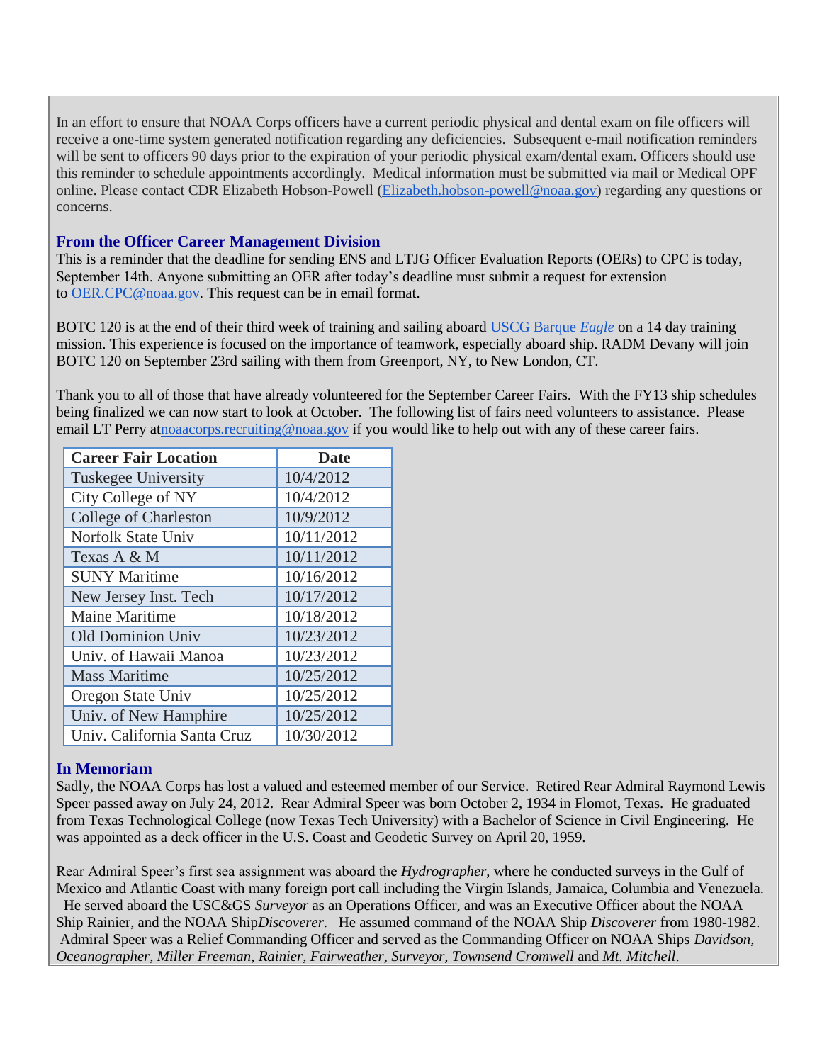In an effort to ensure that NOAA Corps officers have a current periodic physical and dental exam on file officers will receive a one-time system generated notification regarding any deficiencies. Subsequent e-mail notification reminders will be sent to officers 90 days prior to the expiration of your periodic physical exam/dental exam. Officers should use this reminder to schedule appointments accordingly. Medical information must be submitted via mail or Medical OPF online. Please contact CDR Elizabeth Hobson-Powell (Elizabeth.hobson-powell@noaa.gov) regarding any questions or concerns.

### From the Officer Career Management Division

This is a reminder that the deadline for sending ENS and LTJG Officer Evaluation Reports (OERs) to CPC is today, September 14th. Anyone submitting an OER after today's deadline must submit a request for extension to OER.CPC@noaa.gov. This request can be in email format.

BOTC 120 is at the end of their third week of training and sailing aboard USCG Barque *Eagle* on a 14 day training mission. This experience is focused on the importance of teamwork, especially aboard ship. RADM Devany will join BOTC 120 on September 23rd sailing with them from Greenport, NY, to New London, CT.

Thank you to all of those that have already volunteered for the September Career Fairs. With the FY13 ship schedules being finalized we can now start to look at October. The following list of fairs need volunteers to assistance. Please email LT Perry atnoaacorps.recruiting@noaa.gov if you would like to help out with any of these career fairs.

| Career Fair Location | Date |
|---|---|
| Tuskegee University | 10/4/2012 |
| City College of NY | 10/4/2012 |
| College of Charleston | 10/9/2012 |
| Norfolk State Univ | 10/11/2012 |
| Texas A & M | 10/11/2012 |
| SUNY Maritime | 10/16/2012 |
| New Jersey Inst. Tech | 10/17/2012 |
| Maine Maritime | 10/18/2012 |
| Old Dominion Univ | 10/23/2012 |
| Univ. of Hawaii Manoa | 10/23/2012 |
| Mass Maritime | 10/25/2012 |
| Oregon State Univ | 10/25/2012 |
| Univ. of New Hamphire | 10/25/2012 |
| Univ. California Santa Cruz | 10/30/2012 |

### In Memoriam

Sadly, the NOAA Corps has lost a valued and esteemed member of our Service. Retired Rear Admiral Raymond Lewis Speer passed away on July 24, 2012. Rear Admiral Speer was born October 2, 1934 in Flomot, Texas. He graduated from Texas Technological College (now Texas Tech University) with a Bachelor of Science in Civil Engineering. He was appointed as a deck officer in the U.S. Coast and Geodetic Survey on April 20, 1959.

Rear Admiral Speer's first sea assignment was aboard the *Hydrographer*, where he conducted surveys in the Gulf of Mexico and Atlantic Coast with many foreign port call including the Virgin Islands, Jamaica, Columbia and Venezuela. He served aboard the USC&GS *Surveyor* as an Operations Officer, and was an Executive Officer about the NOAA Ship Rainier, and the NOAA Ship*Discoverer*. He assumed command of the NOAA Ship *Discoverer* from 1980-1982. Admiral Speer was a Relief Commanding Officer and served as the Commanding Officer on NOAA Ships *Davidson, Oceanographer, Miller Freeman, Rainier, Fairweather, Surveyor, Townsend Cromwell* and *Mt. Mitchell*.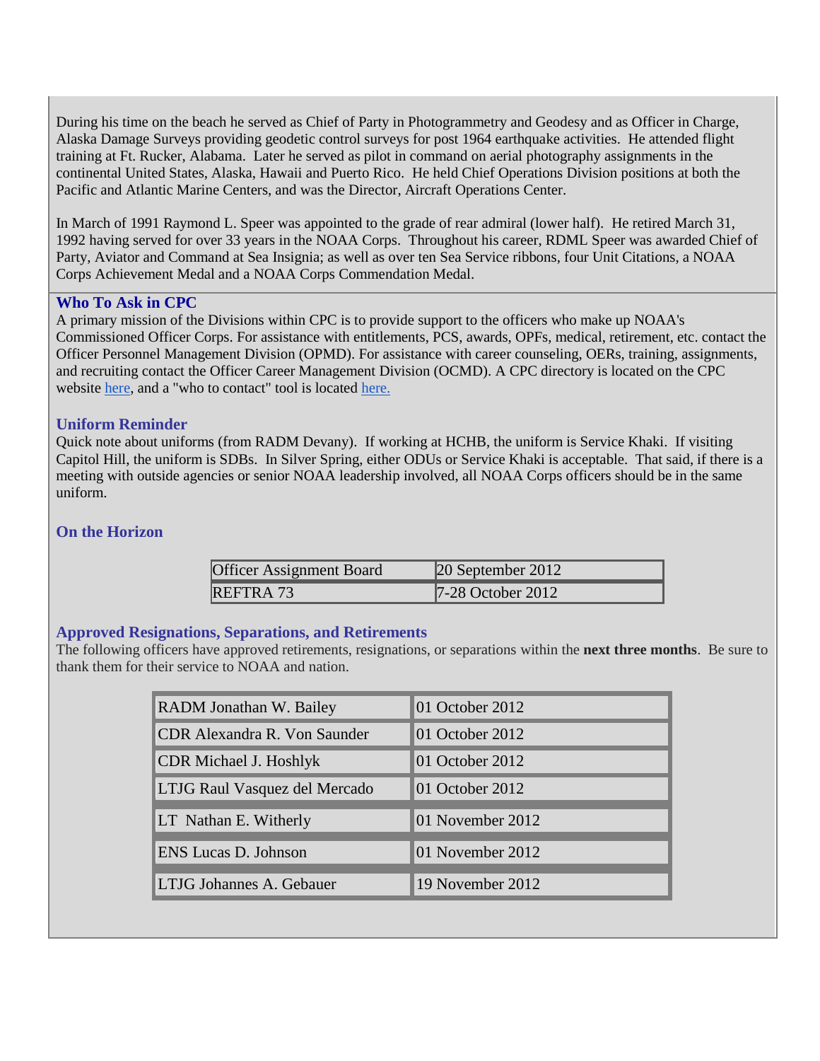During his time on the beach he served as Chief of Party in Photogrammetry and Geodesy and as Officer in Charge, Alaska Damage Surveys providing geodetic control surveys for post 1964 earthquake activities. He attended flight training at Ft. Rucker, Alabama. Later he served as pilot in command on aerial photography assignments in the continental United States, Alaska, Hawaii and Puerto Rico. He held Chief Operations Division positions at both the Pacific and Atlantic Marine Centers, and was the Director, Aircraft Operations Center.

In March of 1991 Raymond L. Speer was appointed to the grade of rear admiral (lower half). He retired March 31, 1992 having served for over 33 years in the NOAA Corps. Throughout his career, RDML Speer was awarded Chief of Party, Aviator and Command at Sea Insignia; as well as over ten Sea Service ribbons, four Unit Citations, a NOAA Corps Achievement Medal and a NOAA Corps Commendation Medal.

### Who To Ask in CPC

A primary mission of the Divisions within CPC is to provide support to the officers who make up NOAA's Commissioned Officer Corps. For assistance with entitlements, PCS, awards, OPFs, medical, retirement, etc. contact the Officer Personnel Management Division (OPMD). For assistance with career counseling, OERs, training, assignments, and recruiting contact the Officer Career Management Division (OCMD). A CPC directory is located on the CPC website here, and a "who to contact" tool is located here.

### Uniform Reminder

Quick note about uniforms (from RADM Devany). If working at HCHB, the uniform is Service Khaki. If visiting Capitol Hill, the uniform is SDBs. In Silver Spring, either ODUs or Service Khaki is acceptable. That said, if there is a meeting with outside agencies or senior NOAA leadership involved, all NOAA Corps officers should be in the same uniform.

### On the Horizon

| | |
|---|---|
| Officer Assignment Board | 20 September 2012 |
| REFTRA 73 | 7-28 October 2012 |

### Approved Resignations, Separations, and Retirements

The following officers have approved retirements, resignations, or separations within the **next three months**. Be sure to thank them for their service to NOAA and nation.

| | |
|---|---|
| RADM Jonathan W. Bailey | 01 October 2012 |
| CDR Alexandra R. Von Saunder | 01 October 2012 |
| CDR Michael J. Hoshlyk | 01 October 2012 |
| LTJG Raul Vasquez del Mercado | 01 October 2012 |
| LT Nathan E. Witherly | 01 November 2012 |
| ENS Lucas D. Johnson | 01 November 2012 |
| LTJG Johannes A. Gebauer | 19 November 2012 |